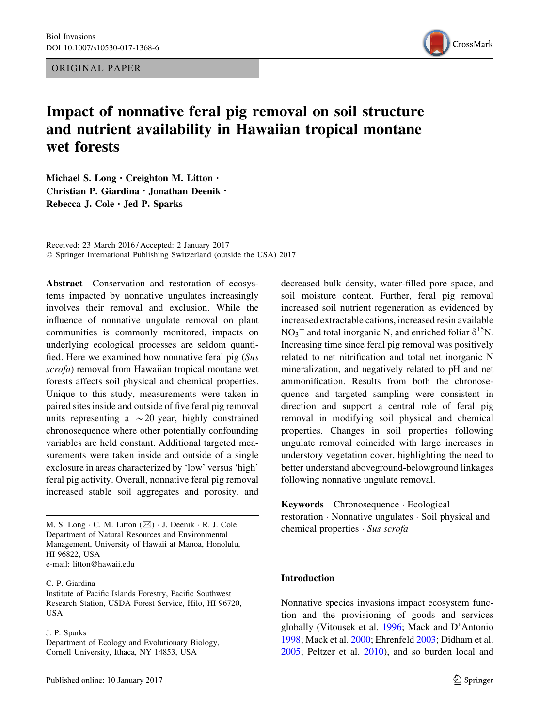ORIGINAL PAPER

# Impact of nonnative feral pig removal on soil structure and nutrient availability in Hawaiian tropical montane wet forests

**Michael S. Long · Creighton M. Litton · Christian P. Giardina · Jonathan Deenik · Rebecca J. Cole · Jed P. Sparks**

Received: 23 March 2016 / Accepted: 2 January 2017
© Springer International Publishing Switzerland (outside the USA) 2017

**Abstract** Conservation and restoration of ecosystems impacted by nonnative ungulates increasingly involves their removal and exclusion. While the influence of nonnative ungulate removal on plant communities is commonly monitored, impacts on underlying ecological processes are seldom quantified. Here we examined how nonnative feral pig (*Sus scrofa*) removal from Hawaiian tropical montane wet forests affects soil physical and chemical properties. Unique to this study, measurements were taken in paired sites inside and outside of five feral pig removal units representing a ~20 year, highly constrained chronosequence where other potentially confounding variables are held constant. Additional targeted measurements were taken inside and outside of a single exclosure in areas characterized by 'low' versus 'high' feral pig activity. Overall, nonnative feral pig removal increased stable soil aggregates and porosity, and decreased bulk density, water-filled pore space, and soil moisture content. Further, feral pig removal increased soil nutrient regeneration as evidenced by increased extractable cations, increased resin available $NO_3^-$ and total inorganic N, and enriched foliar $\delta^{15}N$. Increasing time since feral pig removal was positively related to net nitrification and total net inorganic N mineralization, and negatively related to pH and net ammonification. Results from both the chronosequence and targeted sampling were consistent in direction and support a central role of feral pig removal in modifying soil physical and chemical properties. Changes in soil properties following ungulate removal coincided with large increases in understory vegetation cover, highlighting the need to better understand aboveground-belowground linkages following nonnative ungulate removal.

**Keywords** Chronosequence · Ecological restoration · Nonnative ungulates · Soil physical and chemical properties · *Sus scrofa*

M. S. Long · C. M. Litton (✉) · J. Deenik · R. J. Cole
Department of Natural Resources and Environmental Management, University of Hawaii at Manoa, Honolulu, HI 96822, USA
e-mail: litton@hawaii.edu

C. P. Giardina
Institute of Pacific Islands Forestry, Pacific Southwest Research Station, USDA Forest Service, Hilo, HI 96720, USA

J. P. Sparks
Department of Ecology and Evolutionary Biology, Cornell University, Ithaca, NY 14853, USA

## Introduction

Nonnative species invasions impact ecosystem function and the provisioning of goods and services globally (Vitousek et al. 1996; Mack and D'Antonio 1998; Mack et al. 2000; Ehrenfeld 2003; Didham et al. 2005; Peltzer et al. 2010), and so burden local and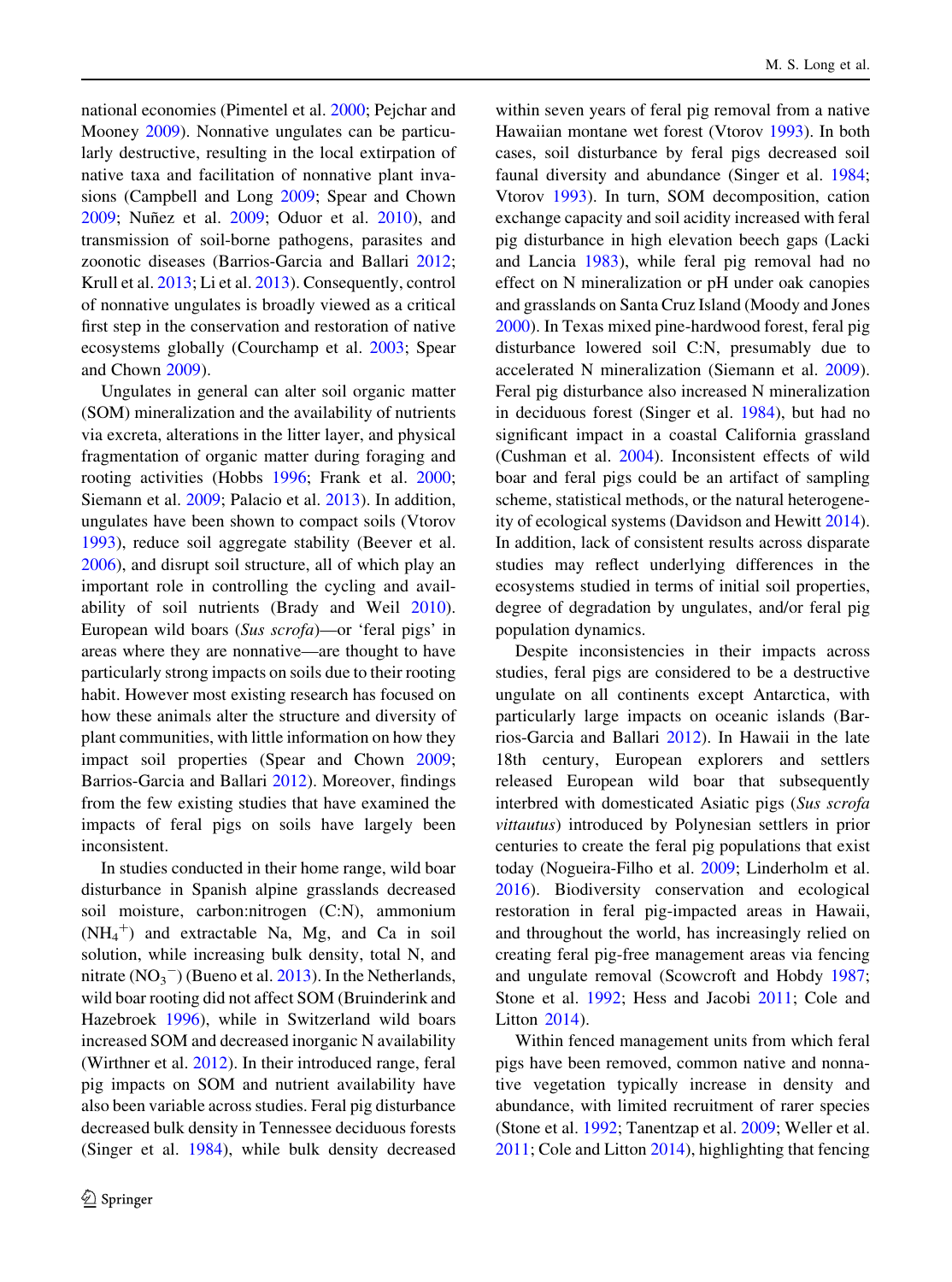national economies (Pimentel et al. 2000; Pejchar and Mooney 2009). Nonnative ungulates can be particularly destructive, resulting in the local extirpation of native taxa and facilitation of nonnative plant invasions (Campbell and Long 2009; Spear and Chown 2009; Nuñez et al. 2009; Oduor et al. 2010), and transmission of soil-borne pathogens, parasites and zoonotic diseases (Barrios-Garcia and Ballari 2012; Krull et al. 2013; Li et al. 2013). Consequently, control of nonnative ungulates is broadly viewed as a critical first step in the conservation and restoration of native ecosystems globally (Courchamp et al. 2003; Spear and Chown 2009).

Ungulates in general can alter soil organic matter (SOM) mineralization and the availability of nutrients via excreta, alterations in the litter layer, and physical fragmentation of organic matter during foraging and rooting activities (Hobbs 1996; Frank et al. 2000; Siemann et al. 2009; Palacio et al. 2013). In addition, ungulates have been shown to compact soils (Vtorov 1993), reduce soil aggregate stability (Beever et al. 2006), and disrupt soil structure, all of which play an important role in controlling the cycling and availability of soil nutrients (Brady and Weil 2010). European wild boars (*Sus scrofa*)—or 'feral pigs' in areas where they are nonnative—are thought to have particularly strong impacts on soils due to their rooting habit. However most existing research has focused on how these animals alter the structure and diversity of plant communities, with little information on how they impact soil properties (Spear and Chown 2009; Barrios-Garcia and Ballari 2012). Moreover, findings from the few existing studies that have examined the impacts of feral pigs on soils have largely been inconsistent.

In studies conducted in their home range, wild boar disturbance in Spanish alpine grasslands decreased soil moisture, carbon:nitrogen (C:N), ammonium ($NH_4^+$) and extractable Na, Mg, and Ca in soil solution, while increasing bulk density, total N, and nitrate ($NO_3^-$) (Bueno et al. 2013). In the Netherlands, wild boar rooting did not affect SOM (Bruinderink and Hazebroek 1996), while in Switzerland wild boars increased SOM and decreased inorganic N availability (Wirthner et al. 2012). In their introduced range, feral pig impacts on SOM and nutrient availability have also been variable across studies. Feral pig disturbance decreased bulk density in Tennessee deciduous forests (Singer et al. 1984), while bulk density decreased within seven years of feral pig removal from a native Hawaiian montane wet forest (Vtorov 1993). In both cases, soil disturbance by feral pigs decreased soil faunal diversity and abundance (Singer et al. 1984; Vtorov 1993). In turn, SOM decomposition, cation exchange capacity and soil acidity increased with feral pig disturbance in high elevation beech gaps (Lacki and Lancia 1983), while feral pig removal had no effect on N mineralization or pH under oak canopies and grasslands on Santa Cruz Island (Moody and Jones 2000). In Texas mixed pine-hardwood forest, feral pig disturbance lowered soil C:N, presumably due to accelerated N mineralization (Siemann et al. 2009). Feral pig disturbance also increased N mineralization in deciduous forest (Singer et al. 1984), but had no significant impact in a coastal California grassland (Cushman et al. 2004). Inconsistent effects of wild boar and feral pigs could be an artifact of sampling scheme, statistical methods, or the natural heterogeneity of ecological systems (Davidson and Hewitt 2014). In addition, lack of consistent results across disparate studies may reflect underlying differences in the ecosystems studied in terms of initial soil properties, degree of degradation by ungulates, and/or feral pig population dynamics.

Despite inconsistencies in their impacts across studies, feral pigs are considered to be a destructive ungulate on all continents except Antarctica, with particularly large impacts on oceanic islands (Barrios-Garcia and Ballari 2012). In Hawaii in the late 18th century, European explorers and settlers released European wild boar that subsequently interbred with domesticated Asiatic pigs (*Sus scrofa vittautus*) introduced by Polynesian settlers in prior centuries to create the feral pig populations that exist today (Nogueira-Filho et al. 2009; Linderholm et al. 2016). Biodiversity conservation and ecological restoration in feral pig-impacted areas in Hawaii, and throughout the world, has increasingly relied on creating feral pig-free management areas via fencing and ungulate removal (Scowcroft and Hobdy 1987; Stone et al. 1992; Hess and Jacobi 2011; Cole and Litton 2014).

Within fenced management units from which feral pigs have been removed, common native and nonnative vegetation typically increase in density and abundance, with limited recruitment of rarer species (Stone et al. 1992; Tanentzap et al. 2009; Weller et al. 2011; Cole and Litton 2014), highlighting that fencing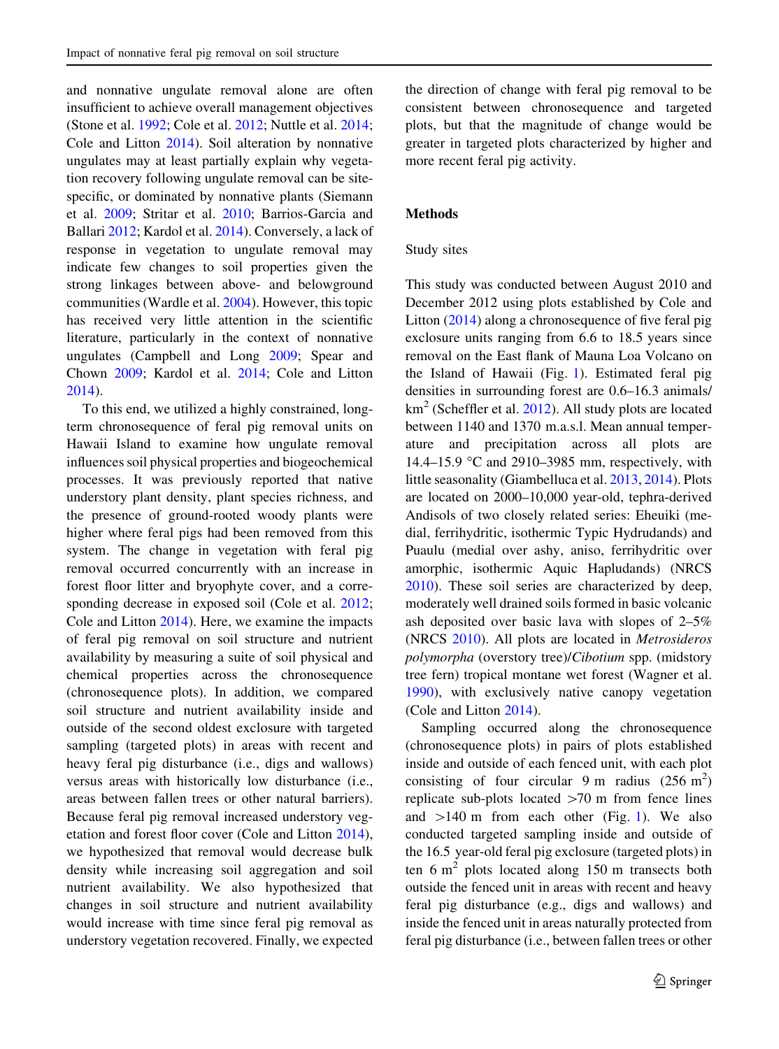and nonnative ungulate removal alone are often insufficient to achieve overall management objectives (Stone et al. 1992; Cole et al. 2012; Nuttle et al. 2014; Cole and Litton 2014). Soil alteration by nonnative ungulates may at least partially explain why vegetation recovery following ungulate removal can be site-specific, or dominated by nonnative plants (Siemann et al. 2009; Stritar et al. 2010; Barrios-Garcia and Ballari 2012; Kardol et al. 2014). Conversely, a lack of response in vegetation to ungulate removal may indicate few changes to soil properties given the strong linkages between above- and belowground communities (Wardle et al. 2004). However, this topic has received very little attention in the scientific literature, particularly in the context of nonnative ungulates (Campbell and Long 2009; Spear and Chown 2009; Kardol et al. 2014; Cole and Litton 2014).

To this end, we utilized a highly constrained, long-term chronosequence of feral pig removal units on Hawaii Island to examine how ungulate removal influences soil physical properties and biogeochemical processes. It was previously reported that native understory plant density, plant species richness, and the presence of ground-rooted woody plants were higher where feral pigs had been removed from this system. The change in vegetation with feral pig removal occurred concurrently with an increase in forest floor litter and bryophyte cover, and a corresponding decrease in exposed soil (Cole et al. 2012; Cole and Litton 2014). Here, we examine the impacts of feral pig removal on soil structure and nutrient availability by measuring a suite of soil physical and chemical properties across the chronosequence (chronosequence plots). In addition, we compared soil structure and nutrient availability inside and outside of the second oldest exclosure with targeted sampling (targeted plots) in areas with recent and heavy feral pig disturbance (i.e., digs and wallows) versus areas with historically low disturbance (i.e., areas between fallen trees or other natural barriers). Because feral pig removal increased understory vegetation and forest floor cover (Cole and Litton 2014), we hypothesized that removal would decrease bulk density while increasing soil aggregation and soil nutrient availability. We also hypothesized that changes in soil structure and nutrient availability would increase with time since feral pig removal as understory vegetation recovered. Finally, we expected the direction of change with feral pig removal to be consistent between chronosequence and targeted plots, but that the magnitude of change would be greater in targeted plots characterized by higher and more recent feral pig activity.

## Methods

### Study sites

This study was conducted between August 2010 and December 2012 using plots established by Cole and Litton (2014) along a chronosequence of five feral pig exclosure units ranging from 6.6 to 18.5 years since removal on the East flank of Mauna Loa Volcano on the Island of Hawaii (Fig. 1). Estimated feral pig densities in surrounding forest are 0.6–16.3 animals/km$^2$ (Scheffler et al. 2012). All study plots are located between 1140 and 1370 m.a.s.l. Mean annual temperature and precipitation across all plots are 14.4–15.9 °C and 2910–3985 mm, respectively, with little seasonality (Giambelluca et al. 2013, 2014). Plots are located on 2000–10,000 year-old, tephra-derived Andisols of two closely related series: Eheuiki (medial, ferrihydritic, isothermic Typic Hydrudands) and Puaulu (medial over ashy, aniso, ferrihydritic over amorphic, isothermic Aquic Hapludands) (NRCS 2010). These soil series are characterized by deep, moderately well drained soils formed in basic volcanic ash deposited over basic lava with slopes of 2–5% (NRCS 2010). All plots are located in *Metrosideros polymorpha* (overstory tree)/*Cibotium* spp. (midstory tree fern) tropical montane wet forest (Wagner et al. 1990), with exclusively native canopy vegetation (Cole and Litton 2014).

Sampling occurred along the chronosequence (chronosequence plots) in pairs of plots established inside and outside of each fenced unit, with each plot consisting of four circular 9 m radius (256 m$^2$) replicate sub-plots located >70 m from fence lines and >140 m from each other (Fig. 1). We also conducted targeted sampling inside and outside of the 16.5 year-old feral pig exclosure (targeted plots) in ten 6 m$^2$ plots located along 150 m transects both outside the fenced unit in areas with recent and heavy feral pig disturbance (e.g., digs and wallows) and inside the fenced unit in areas naturally protected from feral pig disturbance (i.e., between fallen trees or other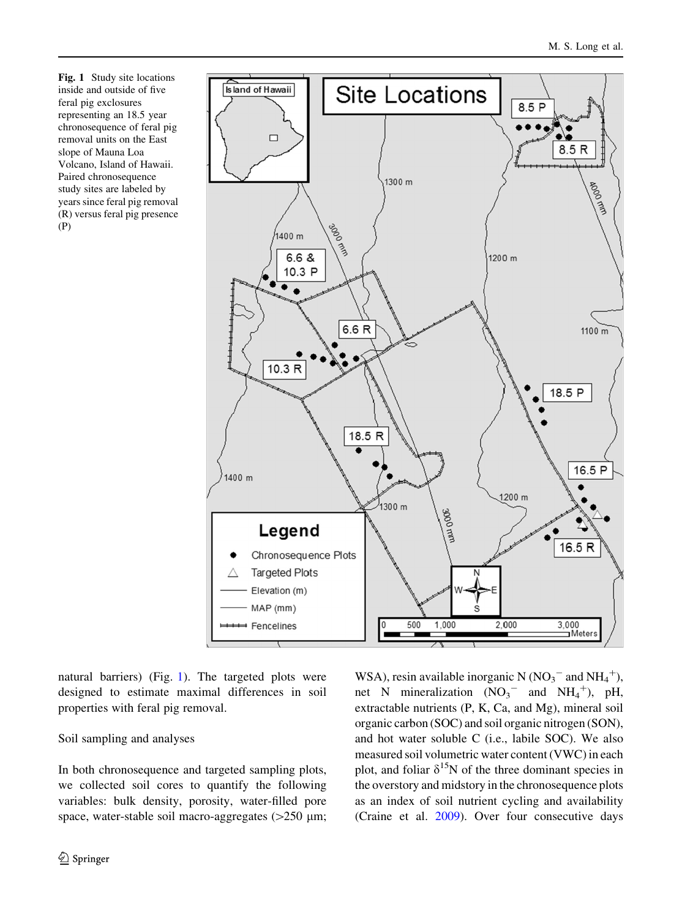Fig. 1 Study site locations inside and outside of five feral pig exclosures representing an 18.5 year chronosequence of feral pig removal units on the East slope of Mauna Loa Volcano, Island of Hawaii. Paired chronosequence study sites are labeled by years since feral pig removal (R) versus feral pig presence (P)

natural barriers) (Fig. 1). The targeted plots were designed to estimate maximal differences in soil properties with feral pig removal.

Soil sampling and analyses

In both chronosequence and targeted sampling plots, we collected soil cores to quantify the following variables: bulk density, porosity, water-filled pore space, water-stable soil macro-aggregates (>250 μm; WSA), resin available inorganic N ($NO_3^-$ and $NH_4^+$), net N mineralization ($NO_3^-$ and $NH_4^+$), pH, extractable nutrients (P, K, Ca, and Mg), mineral soil organic carbon (SOC) and soil organic nitrogen (SON), and hot water soluble C (i.e., labile SOC). We also measured soil volumetric water content (VWC) in each plot, and foliar $\delta^{15}N$ of the three dominant species in the overstory and midstory in the chronosequence plots as an index of soil nutrient cycling and availability (Craine et al. 2009). Over four consecutive days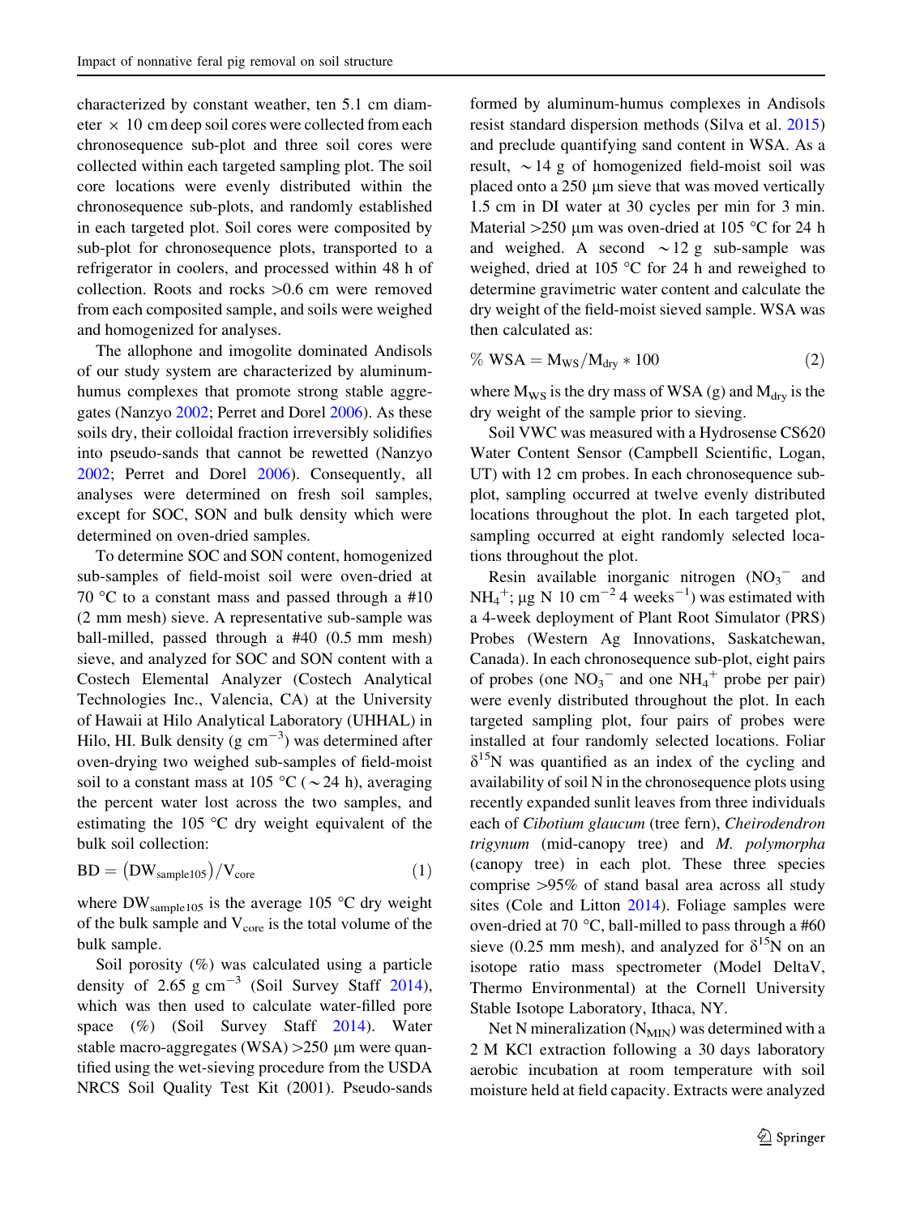characterized by constant weather, ten 5.1 cm diameter × 10 cm deep soil cores were collected from each chronosequence sub-plot and three soil cores were collected within each targeted sampling plot. The soil core locations were evenly distributed within the chronosequence sub-plots, and randomly established in each targeted plot. Soil cores were composited by sub-plot for chronosequence plots, transported to a refrigerator in coolers, and processed within 48 h of collection. Roots and rocks >0.6 cm were removed from each composited sample, and soils were weighed and homogenized for analyses.

The allophone and imogolite dominated Andisols of our study system are characterized by aluminum-humus complexes that promote strong stable aggregates (Nanzyo 2002; Perret and Dorel 2006). As these soils dry, their colloidal fraction irreversibly solidifies into pseudo-sands that cannot be rewetted (Nanzyo 2002; Perret and Dorel 2006). Consequently, all analyses were determined on fresh soil samples, except for SOC, SON and bulk density which were determined on oven-dried samples.

To determine SOC and SON content, homogenized sub-samples of field-moist soil were oven-dried at 70 °C to a constant mass and passed through a #10 (2 mm mesh) sieve. A representative sub-sample was ball-milled, passed through a #40 (0.5 mm mesh) sieve, and analyzed for SOC and SON content with a Costech Elemental Analyzer (Costech Analytical Technologies Inc., Valencia, CA) at the University of Hawaii at Hilo Analytical Laboratory (UHHAL) in Hilo, HI. Bulk density (g $cm^{-3}$) was determined after oven-drying two weighed sub-samples of field-moist soil to a constant mass at 105 °C (~24 h), averaging the percent water lost across the two samples, and estimating the 105 °C dry weight equivalent of the bulk soil collection:

$$BD = (DW_{sample105})/V_{core} \quad (1)$$

where $DW_{sample105}$ is the average 105 °C dry weight of the bulk sample and $V_{core}$ is the total volume of the bulk sample.

Soil porosity (%) was calculated using a particle density of 2.65 g $cm^{-3}$ (Soil Survey Staff 2014), which was then used to calculate water-filled pore space (%) (Soil Survey Staff 2014). Water stable macro-aggregates (WSA) >250 μm were quantified using the wet-sieving procedure from the USDA NRCS Soil Quality Test Kit (2001). Pseudo-sands formed by aluminum-humus complexes in Andisols resist standard dispersion methods (Silva et al. 2015) and preclude quantifying sand content in WSA. As a result, ~14 g of homogenized field-moist soil was placed onto a 250 μm sieve that was moved vertically 1.5 cm in DI water at 30 cycles per min for 3 min. Material >250 μm was oven-dried at 105 °C for 24 h and weighed. A second ~12 g sub-sample was weighed, dried at 105 °C for 24 h and reweighed to determine gravimetric water content and calculate the dry weight of the field-moist sieved sample. WSA was then calculated as:

$$\% \ WSA = M_{WS}/M_{dry} * 100 \quad (2)$$

where $M_{WS}$ is the dry mass of WSA (g) and $M_{dry}$ is the dry weight of the sample prior to sieving.

Soil VWC was measured with a Hydrosense CS620 Water Content Sensor (Campbell Scientific, Logan, UT) with 12 cm probes. In each chronosequence sub-plot, sampling occurred at twelve evenly distributed locations throughout the plot. In each targeted plot, sampling occurred at eight randomly selected locations throughout the plot.

Resin available inorganic nitrogen ($NO_3^-$ and $NH_4^+$; μg N 10 $cm^{-2}$ 4 $weeks^{-1}$) was estimated with a 4-week deployment of Plant Root Simulator (PRS) Probes (Western Ag Innovations, Saskatchewan, Canada). In each chronosequence sub-plot, eight pairs of probes (one $NO_3^-$ and one $NH_4^+$ probe per pair) were evenly distributed throughout the plot. In each targeted sampling plot, four pairs of probes were installed at four randomly selected locations. Foliar $\delta^{15}N$ was quantified as an index of the cycling and availability of soil N in the chronosequence plots using recently expanded sunlit leaves from three individuals each of *Cibotium glaucum* (tree fern), *Cheirodendron trigynum* (mid-canopy tree) and *M. polymorpha* (canopy tree) in each plot. These three species comprise >95% of stand basal area across all study sites (Cole and Litton 2014). Foliage samples were oven-dried at 70 °C, ball-milled to pass through a #60 sieve (0.25 mm mesh), and analyzed for $\delta^{15}N$ on an isotope ratio mass spectrometer (Model DeltaV, Thermo Environmental) at the Cornell University Stable Isotope Laboratory, Ithaca, NY.

Net N mineralization ($N_{MIN}$) was determined with a 2 M KCl extraction following a 30 days laboratory aerobic incubation at room temperature with soil moisture held at field capacity. Extracts were analyzed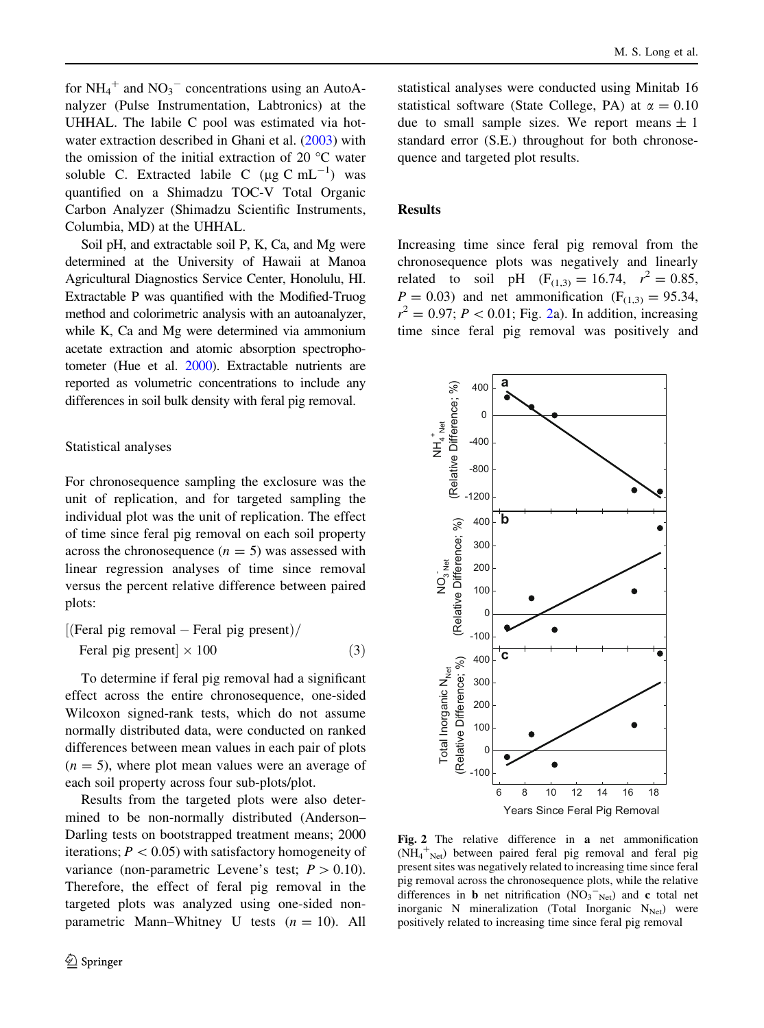for $NH_4^+$ and $NO_3^-$ concentrations using an AutoAnalyzer (Pulse Instrumentation, Labtronics) at the UHHAL. The labile C pool was estimated via hot-water extraction described in Ghani et al. (2003) with the omission of the initial extraction of 20 °C water soluble C. Extracted labile C (μg C $mL^{-1}$) was quantified on a Shimadzu TOC-V Total Organic Carbon Analyzer (Shimadzu Scientific Instruments, Columbia, MD) at the UHHAL.

Soil pH, and extractable soil P, K, Ca, and Mg were determined at the University of Hawaii at Manoa Agricultural Diagnostics Service Center, Honolulu, HI. Extractable P was quantified with the Modified-Truog method and colorimetric analysis with an autoanalyzer, while K, Ca and Mg were determined via ammonium acetate extraction and atomic absorption spectrophotometer (Hue et al. 2000). Extractable nutrients are reported as volumetric concentrations to include any differences in soil bulk density with feral pig removal.

### Statistical analyses

For chronosequence sampling the exclosure was the unit of replication, and for targeted sampling the individual plot was the unit of replication. The effect of time since feral pig removal on each soil property across the chronosequence ($n = 5$) was assessed with linear regression analyses of time since removal versus the percent relative difference between paired plots:

$$[(\text{Feral pig removal} - \text{Feral pig present})/\text{Feral pig present}] \times 100 \quad (3)$$

To determine if feral pig removal had a significant effect across the entire chronosequence, one-sided Wilcoxon signed-rank tests, which do not assume normally distributed data, were conducted on ranked differences between mean values in each pair of plots ($n = 5$), where plot mean values were an average of each soil property across four sub-plots/plot.

Results from the targeted plots were also determined to be non-normally distributed (Anderson–Darling tests on bootstrapped treatment means; 2000 iterations; $P < 0.05$) with satisfactory homogeneity of variance (non-parametric Levene's test; $P > 0.10$). Therefore, the effect of feral pig removal in the targeted plots was analyzed using one-sided non-parametric Mann–Whitney U tests ($n = 10$). All statistical analyses were conducted using Minitab 16 statistical software (State College, PA) at $\alpha = 0.10$ due to small sample sizes. We report means ± 1 standard error (S.E.) throughout for both chronosequence and targeted plot results.

## Results

Increasing time since feral pig removal from the chronosequence plots was negatively and linearly related to soil pH ($F_{(1,3)} = 16.74$, $r^2 = 0.85$, $P = 0.03$) and net ammonification ($F_{(1,3)} = 95.34$, $r^2 = 0.97$; $P < 0.01$; Fig. 2a). In addition, increasing time since feral pig removal was positively and

**Fig. 2** The relative difference in **a** net ammonification ($NH_4^+{}_{Net}$) between paired feral pig removal and feral pig present sites was negatively related to increasing time since feral pig removal across the chronosequence plots, while the relative differences in **b** net nitrification ($NO_3^-{}_{Net}$) and **c** total net inorganic N mineralization (Total Inorganic $N_{Net}$) were positively related to increasing time since feral pig removal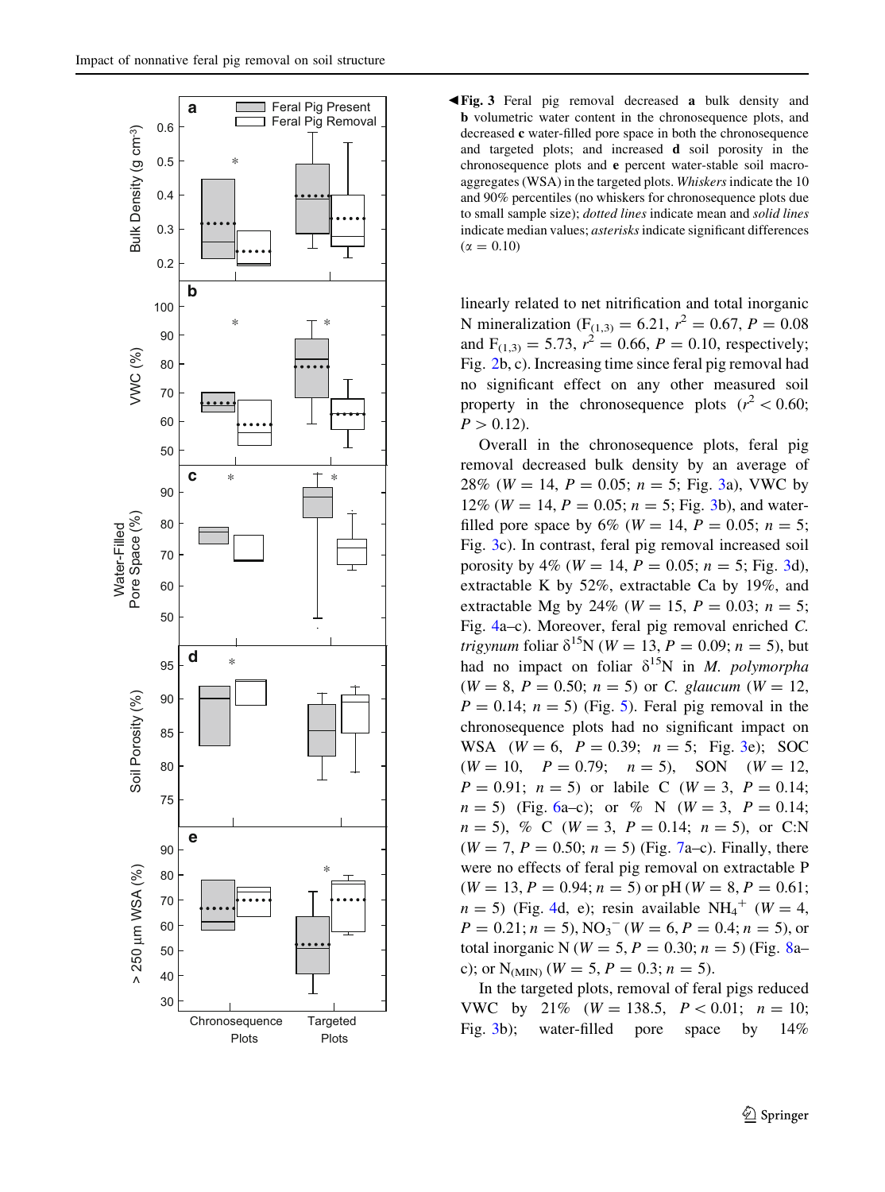**Fig. 3** Feral pig removal decreased **a** bulk density and **b** volumetric water content in the chronosequence plots, and decreased **c** water-filled pore space in both the chronosequence and targeted plots; and increased **d** soil porosity in the chronosequence plots and **e** percent water-stable soil macroaggregates (WSA) in the targeted plots. *Whiskers* indicate the 10 and 90% percentiles (no whiskers for chronosequence plots due to small sample size); *dotted lines* indicate mean and *solid lines* indicate median values; *asterisks* indicate significant differences ($\alpha = 0.10$)

linearly related to net nitrification and total inorganic N mineralization ($F_{(1,3)} = 6.21$, $r^2 = 0.67$, $P = 0.08$ and $F_{(1,3)} = 5.73$, $r^2 = 0.66$, $P = 0.10$, respectively; Fig. 2b, c). Increasing time since feral pig removal had no significant effect on any other measured soil property in the chronosequence plots ($r^2 < 0.60$; $P > 0.12$).

Overall in the chronosequence plots, feral pig removal decreased bulk density by an average of 28% ($W = 14$, $P = 0.05$; $n = 5$; Fig. 3a), VWC by 12% ($W = 14$, $P = 0.05$; $n = 5$; Fig. 3b), and water-filled pore space by 6% ($W = 14$, $P = 0.05$; $n = 5$; Fig. 3c). In contrast, feral pig removal increased soil porosity by 4% ($W = 14$, $P = 0.05$; $n = 5$; Fig. 3d), extractable K by 52%, extractable Ca by 19%, and extractable Mg by 24% ($W = 15$, $P = 0.03$; $n = 5$; Fig. 4a–c). Moreover, feral pig removal enriched *C. trigynum* foliar $\delta^{15}N$ ($W = 13$, $P = 0.09$; $n = 5$), but had no impact on foliar $\delta^{15}N$ in *M. polymorpha* ($W = 8$, $P = 0.50$; $n = 5$) or *C. glaucum* ($W = 12$, $P = 0.14$; $n = 5$) (Fig. 5). Feral pig removal in the chronosequence plots had no significant impact on WSA ($W = 6$, $P = 0.39$; $n = 5$; Fig. 3e); SOC ($W = 10$, $P = 0.79$; $n = 5$), SON ($W = 12$, $P = 0.91$; $n = 5$) or labile C ($W = 3$, $P = 0.14$; $n = 5$) (Fig. 6a–c); or % N ($W = 3$, $P = 0.14$; $n = 5$), % C ($W = 3$, $P = 0.14$; $n = 5$), or C:N ($W = 7$, $P = 0.50$; $n = 5$) (Fig. 7a–c). Finally, there were no effects of feral pig removal on extractable P ($W = 13$, $P = 0.94$; $n = 5$) or pH ($W = 8$, $P = 0.61$; $n = 5$) (Fig. 4d, e); resin available $NH_4^+$ ($W = 4$, $P = 0.21$; $n = 5$), $NO_3^-$ ($W = 6$, $P = 0.4$; $n = 5$), or total inorganic N ($W = 5$, $P = 0.30$; $n = 5$) (Fig. 8a–c); or $N_{(MIN)}$ ($W = 5$, $P = 0.3$; $n = 5$).

In the targeted plots, removal of feral pigs reduced VWC by 21% ($W = 138.5$, $P < 0.01$; $n = 10$; Fig. 3b); water-filled pore space by 14%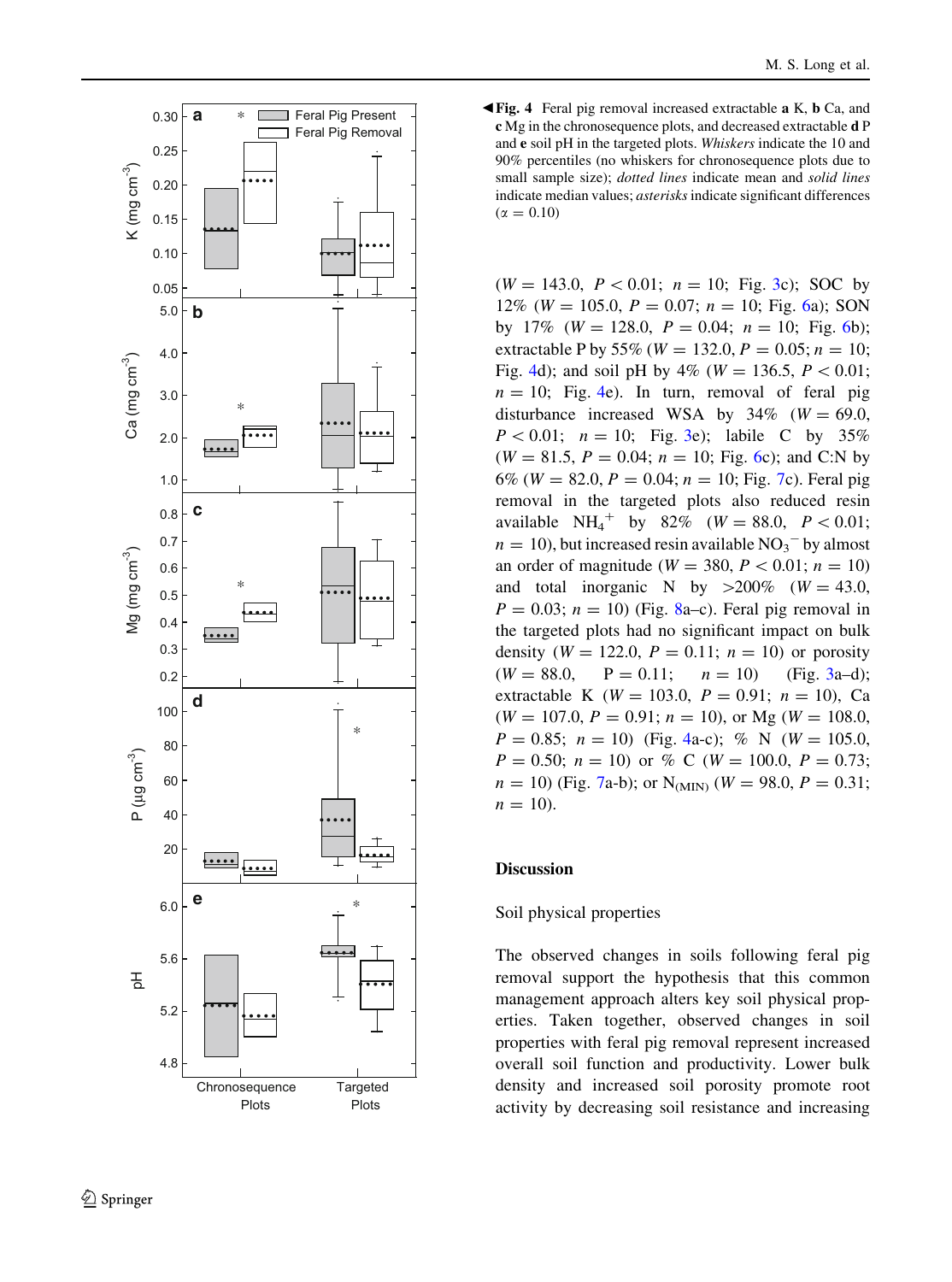**Fig. 4** Feral pig removal increased extractable **a** K, **b** Ca, and **c** Mg in the chronosequence plots, and decreased extractable **d** P and **e** soil pH in the targeted plots. *Whiskers* indicate the 10 and 90% percentiles (no whiskers for chronosequence plots due to small sample size); *dotted lines* indicate mean and *solid lines* indicate median values; *asterisks* indicate significant differences ($\alpha = 0.10$)

($W = 143.0$, $P < 0.01$; $n = 10$; Fig. 3c); SOC by 12% ($W = 105.0$, $P = 0.07$; $n = 10$; Fig. 6a); SON by 17% ($W = 128.0$, $P = 0.04$; $n = 10$; Fig. 6b); extractable P by 55% ($W = 132.0$, $P = 0.05$; $n = 10$; Fig. 4d); and soil pH by 4% ($W = 136.5$, $P < 0.01$; $n = 10$; Fig. 4e). In turn, removal of feral pig disturbance increased WSA by 34% ($W = 69.0$, $P < 0.01$; $n = 10$; Fig. 3e); labile C by 35% ($W = 81.5$, $P = 0.04$; $n = 10$; Fig. 6c); and C:N by 6% ($W = 82.0$, $P = 0.04$; $n = 10$; Fig. 7c). Feral pig removal in the targeted plots also reduced resin available $NH_4^+$ by 82% ($W = 88.0$, $P < 0.01$; $n = 10$), but increased resin available $NO_3^-$ by almost an order of magnitude ($W = 380$, $P < 0.01$; $n = 10$) and total inorganic N by >200% ($W = 43.0$, $P = 0.03$; $n = 10$) (Fig. 8a–c). Feral pig removal in the targeted plots had no significant impact on bulk density ($W = 122.0$, $P = 0.11$; $n = 10$) or porosity ($W = 88.0$, $P = 0.11$; $n = 10$) (Fig. 3a–d); extractable K ($W = 103.0$, $P = 0.91$; $n = 10$), Ca ($W = 107.0$, $P = 0.91$; $n = 10$), or Mg ($W = 108.0$, $P = 0.85$; $n = 10$) (Fig. 4a-c); % N ($W = 105.0$, $P = 0.50$; $n = 10$) or % C ($W = 100.0$, $P = 0.73$; $n = 10$) (Fig. 7a-b); or $N_{(MIN)}$ ($W = 98.0$, $P = 0.31$; $n = 10$).

## Discussion

### Soil physical properties

The observed changes in soils following feral pig removal support the hypothesis that this common management approach alters key soil physical properties. Taken together, observed changes in soil properties with feral pig removal represent increased overall soil function and productivity. Lower bulk density and increased soil porosity promote root activity by decreasing soil resistance and increasing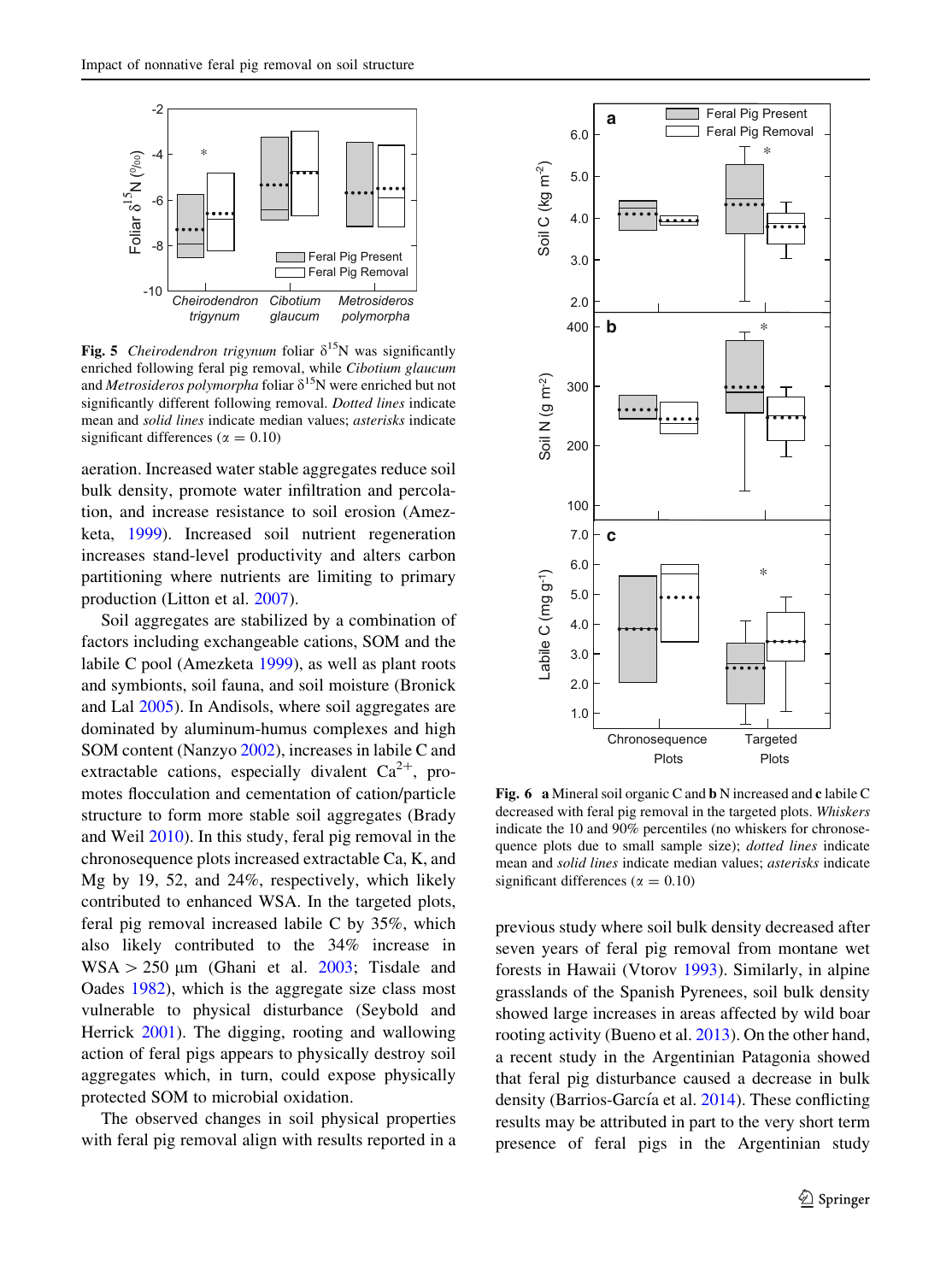**Fig. 5** *Cheirodendron trigynum* foliar $\delta^{15}$N was significantly enriched following feral pig removal, while *Cibotium glaucum* and *Metrosideros polymorpha* foliar $\delta^{15}$N were enriched but not significantly different following removal. *Dotted lines* indicate mean and *solid lines* indicate median values; *asterisks* indicate significant differences ($\alpha = 0.10$)

aeration. Increased water stable aggregates reduce soil bulk density, promote water infiltration and percolation, and increase resistance to soil erosion (Amezketa, 1999). Increased soil nutrient regeneration increases stand-level productivity and alters carbon partitioning where nutrients are limiting to primary production (Litton et al. 2007).

Soil aggregates are stabilized by a combination of factors including exchangeable cations, SOM and the labile C pool (Amezketa 1999), as well as plant roots and symbionts, soil fauna, and soil moisture (Bronick and Lal 2005). In Andisols, where soil aggregates are dominated by aluminum-humus complexes and high SOM content (Nanzyo 2002), increases in labile C and extractable cations, especially divalent $Ca^{2+}$, promotes flocculation and cementation of cation/particle structure to form more stable soil aggregates (Brady and Weil 2010). In this study, feral pig removal in the chronosequence plots increased extractable Ca, K, and Mg by 19, 52, and 24%, respectively, which likely contributed to enhanced WSA. In the targeted plots, feral pig removal increased labile C by 35%, which also likely contributed to the 34% increase in WSA > 250 μm (Ghani et al. 2003; Tisdale and Oades 1982), which is the aggregate size class most vulnerable to physical disturbance (Seybold and Herrick 2001). The digging, rooting and wallowing action of feral pigs appears to physically destroy soil aggregates which, in turn, could expose physically protected SOM to microbial oxidation.

The observed changes in soil physical properties with feral pig removal align with results reported in a previous study where soil bulk density decreased after seven years of feral pig removal from montane wet forests in Hawaii (Vtorov 1993). Similarly, in alpine grasslands of the Spanish Pyrenees, soil bulk density showed large increases in areas affected by wild boar rooting activity (Bueno et al. 2013). On the other hand, a recent study in the Argentinian Patagonia showed that feral pig disturbance caused a decrease in bulk density (Barrios-García et al. 2014). These conflicting results may be attributed in part to the very short term presence of feral pigs in the Argentinian study

**Fig. 6** **a** Mineral soil organic C and **b** N increased and **c** labile C decreased with feral pig removal in the targeted plots. *Whiskers* indicate the 10 and 90% percentiles (no whiskers for chronosequence plots due to small sample size); *dotted lines* indicate mean and *solid lines* indicate median values; *asterisks* indicate significant differences ($\alpha = 0.10$)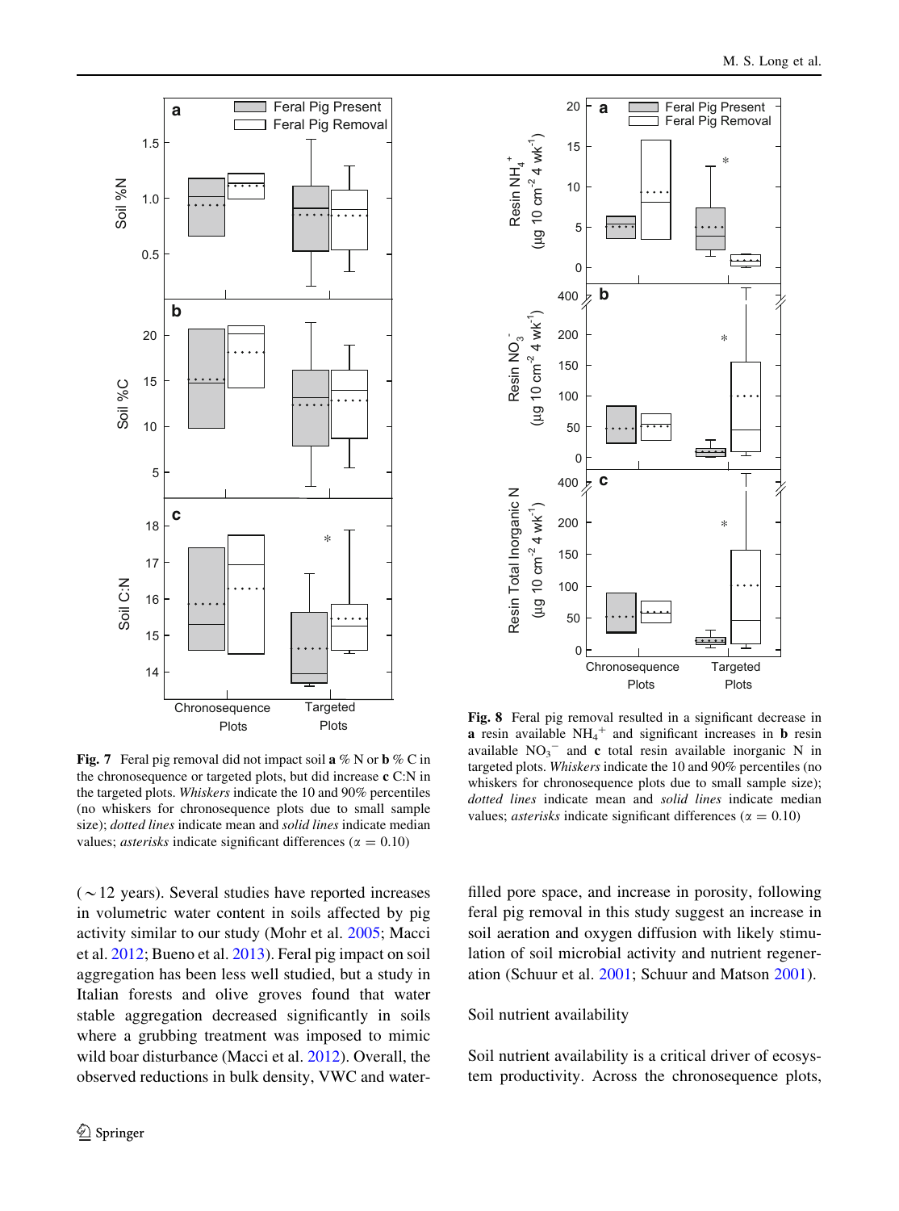**Fig. 7** Feral pig removal did not impact soil **a** % N or **b** % C in the chronosequence or targeted plots, but did increase **c** C:N in the targeted plots. *Whiskers* indicate the 10 and 90% percentiles (no whiskers for chronosequence plots due to small sample size); *dotted lines* indicate mean and *solid lines* indicate median values; *asterisks* indicate significant differences ($\alpha$ = 0.10)

**Fig. 8** Feral pig removal resulted in a significant decrease in **a** resin available $NH_4^+$ and significant increases in **b** resin available $NO_3^-$ and **c** total resin available inorganic N in targeted plots. *Whiskers* indicate the 10 and 90% percentiles (no whiskers for chronosequence plots due to small sample size); *dotted lines* indicate mean and *solid lines* indicate median values; *asterisks* indicate significant differences ($\alpha$ = 0.10)

($\sim$12 years). Several studies have reported increases in volumetric water content in soils affected by pig activity similar to our study (Mohr et al. 2005; Macci et al. 2012; Bueno et al. 2013). Feral pig impact on soil aggregation has been less well studied, but a study in Italian forests and olive groves found that water stable aggregation decreased significantly in soils where a grubbing treatment was imposed to mimic wild boar disturbance (Macci et al. 2012). Overall, the observed reductions in bulk density, VWC and water-filled pore space, and increase in porosity, following feral pig removal in this study suggest an increase in soil aeration and oxygen diffusion with likely stimulation of soil microbial activity and nutrient regeneration (Schuur et al. 2001; Schuur and Matson 2001).

## Soil nutrient availability

Soil nutrient availability is a critical driver of ecosystem productivity. Across the chronosequence plots,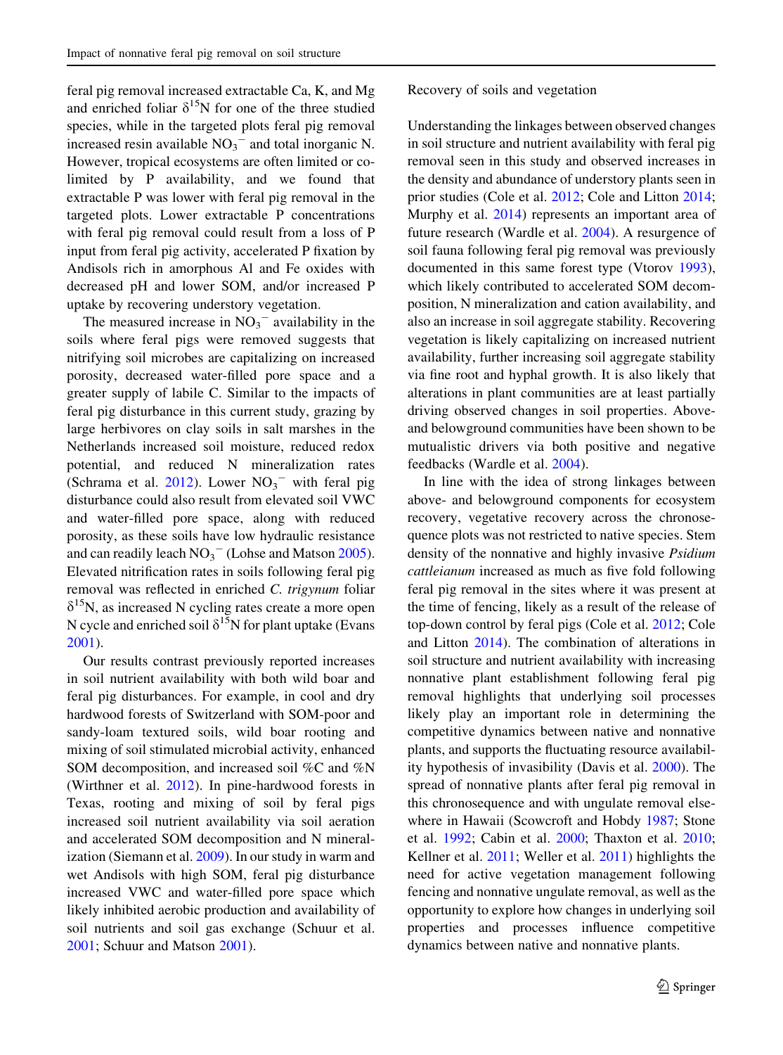feral pig removal increased extractable Ca, K, and Mg and enriched foliar $\delta^{15}N$ for one of the three studied species, while in the targeted plots feral pig removal increased resin available $NO_3^-$ and total inorganic N. However, tropical ecosystems are often limited or co-limited by P availability, and we found that extractable P was lower with feral pig removal in the targeted plots. Lower extractable P concentrations with feral pig removal could result from a loss of P input from feral pig activity, accelerated P fixation by Andisols rich in amorphous Al and Fe oxides with decreased pH and lower SOM, and/or increased P uptake by recovering understory vegetation.

The measured increase in $NO_3^-$ availability in the soils where feral pigs were removed suggests that nitrifying soil microbes are capitalizing on increased porosity, decreased water-filled pore space and a greater supply of labile C. Similar to the impacts of feral pig disturbance in this current study, grazing by large herbivores on clay soils in salt marshes in the Netherlands increased soil moisture, reduced redox potential, and reduced N mineralization rates (Schrama et al. 2012). Lower $NO_3^-$ with feral pig disturbance could also result from elevated soil VWC and water-filled pore space, along with reduced porosity, as these soils have low hydraulic resistance and can readily leach $NO_3^-$ (Lohse and Matson 2005). Elevated nitrification rates in soils following feral pig removal was reflected in enriched *C. trigynum* foliar $\delta^{15}N$, as increased N cycling rates create a more open N cycle and enriched soil $\delta^{15}N$ for plant uptake (Evans 2001).

Our results contrast previously reported increases in soil nutrient availability with both wild boar and feral pig disturbances. For example, in cool and dry hardwood forests of Switzerland with SOM-poor and sandy-loam textured soils, wild boar rooting and mixing of soil stimulated microbial activity, enhanced SOM decomposition, and increased soil %C and %N (Wirthner et al. 2012). In pine-hardwood forests in Texas, rooting and mixing of soil by feral pigs increased soil nutrient availability via soil aeration and accelerated SOM decomposition and N mineralization (Siemann et al. 2009). In our study in warm and wet Andisols with high SOM, feral pig disturbance increased VWC and water-filled pore space which likely inhibited aerobic production and availability of soil nutrients and soil gas exchange (Schuur et al. 2001; Schuur and Matson 2001).

### Recovery of soils and vegetation

Understanding the linkages between observed changes in soil structure and nutrient availability with feral pig removal seen in this study and observed increases in the density and abundance of understory plants seen in prior studies (Cole et al. 2012; Cole and Litton 2014; Murphy et al. 2014) represents an important area of future research (Wardle et al. 2004). A resurgence of soil fauna following feral pig removal was previously documented in this same forest type (Vtorov 1993), which likely contributed to accelerated SOM decomposition, N mineralization and cation availability, and also an increase in soil aggregate stability. Recovering vegetation is likely capitalizing on increased nutrient availability, further increasing soil aggregate stability via fine root and hyphal growth. It is also likely that alterations in plant communities are at least partially driving observed changes in soil properties. Above- and belowground communities have been shown to be mutualistic drivers via both positive and negative feedbacks (Wardle et al. 2004).

In line with the idea of strong linkages between above- and belowground components for ecosystem recovery, vegetative recovery across the chronosequence plots was not restricted to native species. Stem density of the nonnative and highly invasive *Psidium cattleianum* increased as much as five fold following feral pig removal in the sites where it was present at the time of fencing, likely as a result of the release of top-down control by feral pigs (Cole et al. 2012; Cole and Litton 2014). The combination of alterations in soil structure and nutrient availability with increasing nonnative plant establishment following feral pig removal highlights that underlying soil processes likely play an important role in determining the competitive dynamics between native and nonnative plants, and supports the fluctuating resource availability hypothesis of invasibility (Davis et al. 2000). The spread of nonnative plants after feral pig removal in this chronosequence and with ungulate removal elsewhere in Hawaii (Scowcroft and Hobdy 1987; Stone et al. 1992; Cabin et al. 2000; Thaxton et al. 2010; Kellner et al. 2011; Weller et al. 2011) highlights the need for active vegetation management following fencing and nonnative ungulate removal, as well as the opportunity to explore how changes in underlying soil properties and processes influence competitive dynamics between native and nonnative plants.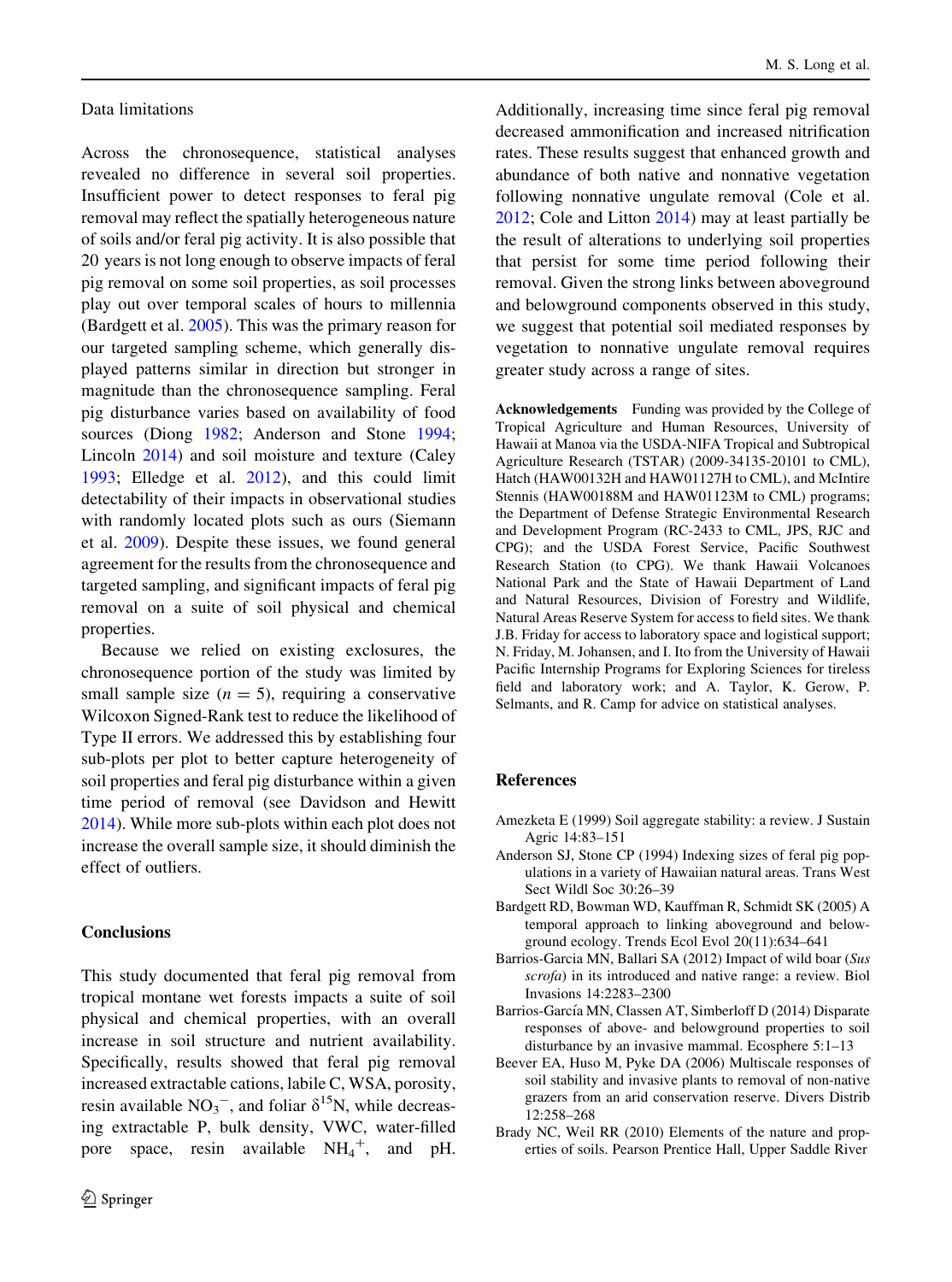### Data limitations

Across the chronosequence, statistical analyses revealed no difference in several soil properties. Insufficient power to detect responses to feral pig removal may reflect the spatially heterogeneous nature of soils and/or feral pig activity. It is also possible that 20 years is not long enough to observe impacts of feral pig removal on some soil properties, as soil processes play out over temporal scales of hours to millennia (Bardgett et al. 2005). This was the primary reason for our targeted sampling scheme, which generally displayed patterns similar in direction but stronger in magnitude than the chronosequence sampling. Feral pig disturbance varies based on availability of food sources (Diong 1982; Anderson and Stone 1994; Lincoln 2014) and soil moisture and texture (Caley 1993; Elledge et al. 2012), and this could limit detectability of their impacts in observational studies with randomly located plots such as ours (Siemann et al. 2009). Despite these issues, we found general agreement for the results from the chronosequence and targeted sampling, and significant impacts of feral pig removal on a suite of soil physical and chemical properties.

Because we relied on existing exclosures, the chronosequence portion of the study was limited by small sample size ($n = 5$), requiring a conservative Wilcoxon Signed-Rank test to reduce the likelihood of Type II errors. We addressed this by establishing four sub-plots per plot to better capture heterogeneity of soil properties and feral pig disturbance within a given time period of removal (see Davidson and Hewitt 2014). While more sub-plots within each plot does not increase the overall sample size, it should diminish the effect of outliers.

## Conclusions

This study documented that feral pig removal from tropical montane wet forests impacts a suite of soil physical and chemical properties, with an overall increase in soil structure and nutrient availability. Specifically, results showed that feral pig removal increased extractable cations, labile C, WSA, porosity, resin available $NO_3^-$, and foliar $\delta^{15}N$, while decreasing extractable P, bulk density, VWC, water-filled pore space, resin available $NH_4^+$, and pH. Additionally, increasing time since feral pig removal decreased ammonification and increased nitrification rates. These results suggest that enhanced growth and abundance of both native and nonnative vegetation following nonnative ungulate removal (Cole et al. 2012; Cole and Litton 2014) may at least partially be the result of alterations to underlying soil properties that persist for some time period following their removal. Given the strong links between aboveground and belowground components observed in this study, we suggest that potential soil mediated responses by vegetation to nonnative ungulate removal requires greater study across a range of sites.

**Acknowledgements** Funding was provided by the College of Tropical Agriculture and Human Resources, University of Hawaii at Manoa via the USDA-NIFA Tropical and Subtropical Agriculture Research (TSTAR) (2009-34135-20101 to CML), Hatch (HAW00132H and HAW01127H to CML), and McIntire Stennis (HAW00188M and HAW01123M to CML) programs; the Department of Defense Strategic Environmental Research and Development Program (RC-2433 to CML, JPS, RJC and CPG); and the USDA Forest Service, Pacific Southwest Research Station (to CPG). We thank Hawaii Volcanoes National Park and the State of Hawaii Department of Land and Natural Resources, Division of Forestry and Wildlife, Natural Areas Reserve System for access to field sites. We thank J.B. Friday for access to laboratory space and logistical support; N. Friday, M. Johansen, and I. Ito from the University of Hawaii Pacific Internship Programs for Exploring Sciences for tireless field and laboratory work; and A. Taylor, K. Gerow, P. Selmants, and R. Camp for advice on statistical analyses.

## References

Amezketa E (1999) Soil aggregate stability: a review. J Sustain Agric 14:83–151

Anderson SJ, Stone CP (1994) Indexing sizes of feral pig populations in a variety of Hawaiian natural areas. Trans West Sect Wildl Soc 30:26–39

Bardgett RD, Bowman WD, Kauffman R, Schmidt SK (2005) A temporal approach to linking aboveground and belowground ecology. Trends Ecol Evol 20(11):634–641

Barrios-Garcia MN, Ballari SA (2012) Impact of wild boar (*Sus scrofa*) in its introduced and native range: a review. Biol Invasions 14:2283–2300

Barrios-García MN, Classen AT, Simberloff D (2014) Disparate responses of above- and belowground properties to soil disturbance by an invasive mammal. Ecosphere 5:1–13

Beever EA, Huso M, Pyke DA (2006) Multiscale responses of soil stability and invasive plants to removal of non-native grazers from an arid conservation reserve. Divers Distrib 12:258–268

Brady NC, Weil RR (2010) Elements of the nature and properties of soils. Pearson Prentice Hall, Upper Saddle River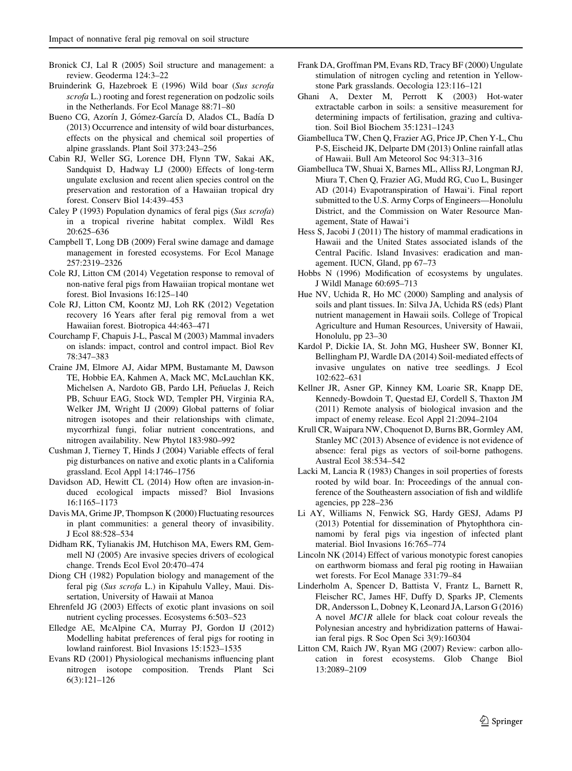Bronick CJ, Lal R (2005) Soil structure and management: a review. Geoderma 124:3–22

Bruinderink G, Hazebroek E (1996) Wild boar (*Sus scrofa scrofa* L.) rooting and forest regeneration on podzolic soils in the Netherlands. For Ecol Manage 88:71–80

Bueno CG, Azorín J, Gómez-García D, Alados CL, Badía D (2013) Occurrence and intensity of wild boar disturbances, effects on the physical and chemical soil properties of alpine grasslands. Plant Soil 373:243–256

Cabin RJ, Weller SG, Lorence DH, Flynn TW, Sakai AK, Sandquist D, Hadway LJ (2000) Effects of long-term ungulate exclusion and recent alien species control on the preservation and restoration of a Hawaiian tropical dry forest. Conserv Biol 14:439–453

Caley P (1993) Population dynamics of feral pigs (*Sus scrofa*) in a tropical riverine habitat complex. Wildl Res 20:625–636

Campbell T, Long DB (2009) Feral swine damage and damage management in forested ecosystems. For Ecol Manage 257:2319–2326

Cole RJ, Litton CM (2014) Vegetation response to removal of non-native feral pigs from Hawaiian tropical montane wet forest. Biol Invasions 16:125–140

Cole RJ, Litton CM, Koontz MJ, Loh RK (2012) Vegetation recovery 16 Years after feral pig removal from a wet Hawaiian forest. Biotropica 44:463–471

Courchamp F, Chapuis J-L, Pascal M (2003) Mammal invaders on islands: impact, control and control impact. Biol Rev 78:347–383

Craine JM, Elmore AJ, Aidar MPM, Bustamante M, Dawson TE, Hobbie EA, Kahmen A, Mack MC, McLauchlan KK, Michelsen A, Nardoto GB, Pardo LH, Peñuelas J, Reich PB, Schuur EAG, Stock WD, Templer PH, Virginia RA, Welker JM, Wright IJ (2009) Global patterns of foliar nitrogen isotopes and their relationships with climate, mycorrhizal fungi, foliar nutrient concentrations, and nitrogen availability. New Phytol 183:980–992

Cushman J, Tierney T, Hinds J (2004) Variable effects of feral pig disturbances on native and exotic plants in a California grassland. Ecol Appl 14:1746–1756

Davidson AD, Hewitt CL (2014) How often are invasion-induced ecological impacts missed? Biol Invasions 16:1165–1173

Davis MA, Grime JP, Thompson K (2000) Fluctuating resources in plant communities: a general theory of invasibility. J Ecol 88:528–534

Didham RK, Tylianakis JM, Hutchison MA, Ewers RM, Gemmell NJ (2005) Are invasive species drivers of ecological change. Trends Ecol Evol 20:470–474

Diong CH (1982) Population biology and management of the feral pig (*Sus scrofa* L.) in Kipahulu Valley, Maui. Dissertation, University of Hawaii at Manoa

Ehrenfeld JG (2003) Effects of exotic plant invasions on soil nutrient cycling processes. Ecosystems 6:503–523

Elledge AE, McAlpine CA, Murray PJ, Gordon IJ (2012) Modelling habitat preferences of feral pigs for rooting in lowland rainforest. Biol Invasions 15:1523–1535

Evans RD (2001) Physiological mechanisms influencing plant nitrogen isotope composition. Trends Plant Sci 6(3):121–126

Frank DA, Groffman PM, Evans RD, Tracy BF (2000) Ungulate stimulation of nitrogen cycling and retention in Yellowstone Park grasslands. Oecologia 123:116–121

Ghani A, Dexter M, Perrott K (2003) Hot-water extractable carbon in soils: a sensitive measurement for determining impacts of fertilisation, grazing and cultivation. Soil Biol Biochem 35:1231–1243

Giambelluca TW, Chen Q, Frazier AG, Price JP, Chen Y-L, Chu P-S, Eischeid JK, Delparte DM (2013) Online rainfall atlas of Hawaii. Bull Am Meteorol Soc 94:313–316

Giambelluca TW, Shuai X, Barnes ML, Alliss RJ, Longman RJ, Miura T, Chen Q, Frazier AG, Mudd RG, Cuo L, Businger AD (2014) Evapotranspiration of Hawai'i. Final report submitted to the U.S. Army Corps of Engineers—Honolulu District, and the Commission on Water Resource Management, State of Hawai'i

Hess S, Jacobi J (2011) The history of mammal eradications in Hawaii and the United States associated islands of the Central Pacific. Island Invasives: eradication and management. IUCN, Gland, pp 67–73

Hobbs N (1996) Modification of ecosystems by ungulates. J Wildl Manage 60:695–713

Hue NV, Uchida R, Ho MC (2000) Sampling and analysis of soils and plant tissues. In: Silva JA, Uchida RS (eds) Plant nutrient management in Hawaii soils. College of Tropical Agriculture and Human Resources, University of Hawaii, Honolulu, pp 23–30

Kardol P, Dickie IA, St. John MG, Husheer SW, Bonner KI, Bellingham PJ, Wardle DA (2014) Soil-mediated effects of invasive ungulates on native tree seedlings. J Ecol 102:622–631

Kellner JR, Asner GP, Kinney KM, Loarie SR, Knapp DE, Kennedy-Bowdoin T, Questad EJ, Cordell S, Thaxton JM (2011) Remote analysis of biological invasion and the impact of enemy release. Ecol Appl 21:2094–2104

Krull CR, Waipara NW, Choquenot D, Burns BR, Gormley AM, Stanley MC (2013) Absence of evidence is not evidence of absence: feral pigs as vectors of soil-borne pathogens. Austral Ecol 38:534–542

Lacki M, Lancia R (1983) Changes in soil properties of forests rooted by wild boar. In: Proceedings of the annual conference of the Southeastern association of fish and wildlife agencies, pp 228–236

Li AY, Williams N, Fenwick SG, Hardy GESJ, Adams PJ (2013) Potential for dissemination of Phytophthora cinnamomi by feral pigs via ingestion of infected plant material. Biol Invasions 16:765–774

Lincoln NK (2014) Effect of various monotypic forest canopies on earthworm biomass and feral pig rooting in Hawaiian wet forests. For Ecol Manage 331:79–84

Linderholm A, Spencer D, Battista V, Frantz L, Barnett R, Fleischer RC, James HF, Duffy D, Sparks JP, Clements DR, Andersson L, Dobney K, Leonard JA, Larson G (2016) A novel *MC1R* allele for black coat colour reveals the Polynesian ancestry and hybridization patterns of Hawaiian feral pigs. R Soc Open Sci 3(9):160304

Litton CM, Raich JW, Ryan MG (2007) Review: carbon allocation in forest ecosystems. Glob Change Biol 13:2089–2109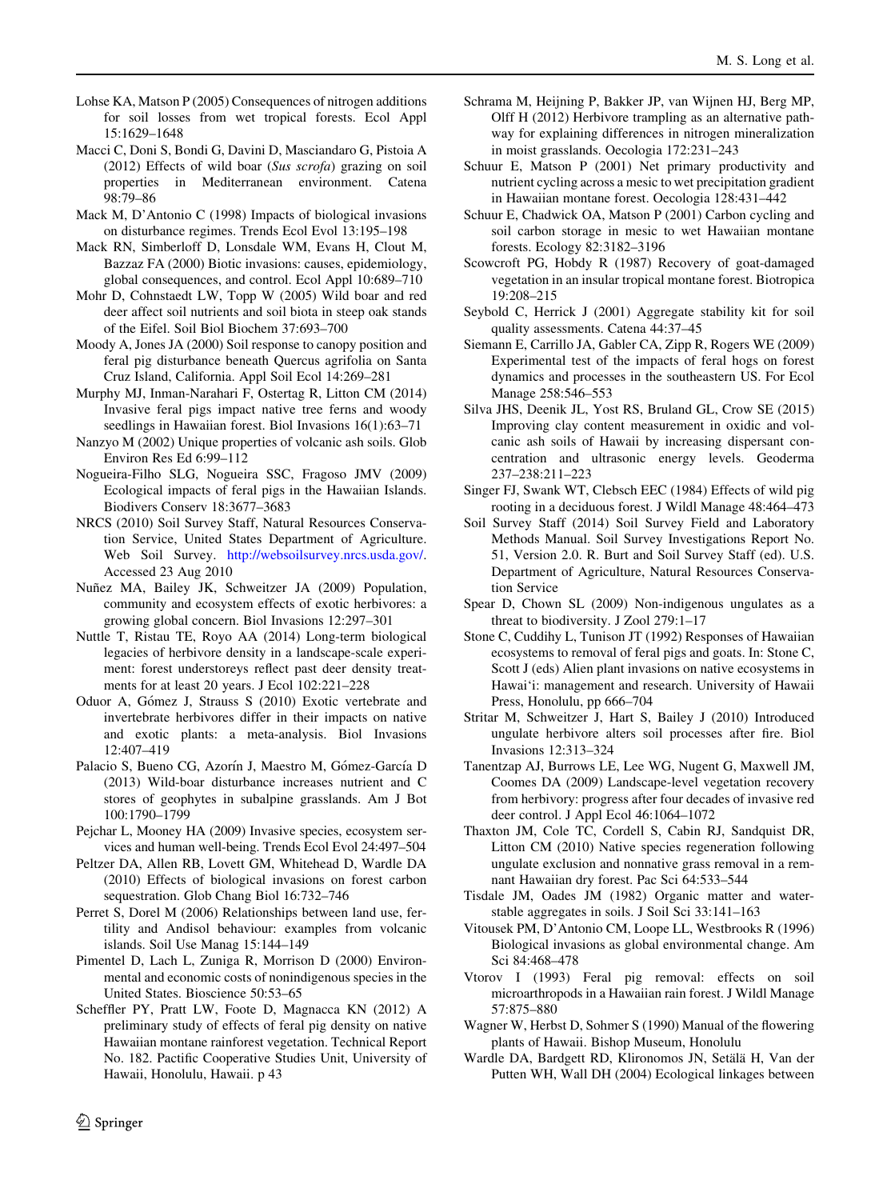Lohse KA, Matson P (2005) Consequences of nitrogen additions for soil losses from wet tropical forests. Ecol Appl 15:1629–1648

Macci C, Doni S, Bondi G, Davini D, Masciandaro G, Pistoia A (2012) Effects of wild boar (*Sus scrofa*) grazing on soil properties in Mediterranean environment. Catena 98:79–86

Mack M, D'Antonio C (1998) Impacts of biological invasions on disturbance regimes. Trends Ecol Evol 13:195–198

Mack RN, Simberloff D, Lonsdale WM, Evans H, Clout M, Bazzaz FA (2000) Biotic invasions: causes, epidemiology, global consequences, and control. Ecol Appl 10:689–710

Mohr D, Cohnstaedt LW, Topp W (2005) Wild boar and red deer affect soil nutrients and soil biota in steep oak stands of the Eifel. Soil Biol Biochem 37:693–700

Moody A, Jones JA (2000) Soil response to canopy position and feral pig disturbance beneath Quercus agrifolia on Santa Cruz Island, California. Appl Soil Ecol 14:269–281

Murphy MJ, Inman-Narahari F, Ostertag R, Litton CM (2014) Invasive feral pigs impact native tree ferns and woody seedlings in Hawaiian forest. Biol Invasions 16(1):63–71

Nanzyo M (2002) Unique properties of volcanic ash soils. Glob Environ Res Ed 6:99–112

Nogueira-Filho SLG, Nogueira SSC, Fragoso JMV (2009) Ecological impacts of feral pigs in the Hawaiian Islands. Biodivers Conserv 18:3677–3683

NRCS (2010) Soil Survey Staff, Natural Resources Conservation Service, United States Department of Agriculture. Web Soil Survey. http://websoilsurvey.nrcs.usda.gov/. Accessed 23 Aug 2010

Nuñez MA, Bailey JK, Schweitzer JA (2009) Population, community and ecosystem effects of exotic herbivores: a growing global concern. Biol Invasions 12:297–301

Nuttle T, Ristau TE, Royo AA (2014) Long-term biological legacies of herbivore density in a landscape-scale experiment: forest understoreys reflect past deer density treatments for at least 20 years. J Ecol 102:221–228

Oduor A, Gómez J, Strauss S (2010) Exotic vertebrate and invertebrate herbivores differ in their impacts on native and exotic plants: a meta-analysis. Biol Invasions 12:407–419

Palacio S, Bueno CG, Azorín J, Maestro M, Gómez-García D (2013) Wild-boar disturbance increases nutrient and C stores of geophytes in subalpine grasslands. Am J Bot 100:1790–1799

Pejchar L, Mooney HA (2009) Invasive species, ecosystem services and human well-being. Trends Ecol Evol 24:497–504

Peltzer DA, Allen RB, Lovett GM, Whitehead D, Wardle DA (2010) Effects of biological invasions on forest carbon sequestration. Glob Chang Biol 16:732–746

Perret S, Dorel M (2006) Relationships between land use, fertility and Andisol behaviour: examples from volcanic islands. Soil Use Manag 15:144–149

Pimentel D, Lach L, Zuniga R, Morrison D (2000) Environmental and economic costs of nonindigenous species in the United States. Bioscience 50:53–65

Scheffler PY, Pratt LW, Foote D, Magnacca KN (2012) A preliminary study of effects of feral pig density on native Hawaiian montane rainforest vegetation. Technical Report No. 182. Pactific Cooperative Studies Unit, University of Hawaii, Honolulu, Hawaii. p 43

Schrama M, Heijning P, Bakker JP, van Wijnen HJ, Berg MP, Olff H (2012) Herbivore trampling as an alternative pathway for explaining differences in nitrogen mineralization in moist grasslands. Oecologia 172:231–243

Schuur E, Matson P (2001) Net primary productivity and nutrient cycling across a mesic to wet precipitation gradient in Hawaiian montane forest. Oecologia 128:431–442

Schuur E, Chadwick OA, Matson P (2001) Carbon cycling and soil carbon storage in mesic to wet Hawaiian montane forests. Ecology 82:3182–3196

Scowcroft PG, Hobdy R (1987) Recovery of goat-damaged vegetation in an insular tropical montane forest. Biotropica 19:208–215

Seybold C, Herrick J (2001) Aggregate stability kit for soil quality assessments. Catena 44:37–45

Siemann E, Carrillo JA, Gabler CA, Zipp R, Rogers WE (2009) Experimental test of the impacts of feral hogs on forest dynamics and processes in the southeastern US. For Ecol Manage 258:546–553

Silva JHS, Deenik JL, Yost RS, Bruland GL, Crow SE (2015) Improving clay content measurement in oxidic and volcanic ash soils of Hawaii by increasing dispersant concentration and ultrasonic energy levels. Geoderma 237–238:211–223

Singer FJ, Swank WT, Clebsch EEC (1984) Effects of wild pig rooting in a deciduous forest. J Wildl Manage 48:464–473

Soil Survey Staff (2014) Soil Survey Field and Laboratory Methods Manual. Soil Survey Investigations Report No. 51, Version 2.0. R. Burt and Soil Survey Staff (ed). U.S. Department of Agriculture, Natural Resources Conservation Service

Spear D, Chown SL (2009) Non-indigenous ungulates as a threat to biodiversity. J Zool 279:1–17

Stone C, Cuddihy L, Tunison JT (1992) Responses of Hawaiian ecosystems to removal of feral pigs and goats. In: Stone C, Scott J (eds) Alien plant invasions on native ecosystems in Hawai'i: management and research. University of Hawaii Press, Honolulu, pp 666–704

Stritar M, Schweitzer J, Hart S, Bailey J (2010) Introduced ungulate herbivore alters soil processes after fire. Biol Invasions 12:313–324

Tanentzap AJ, Burrows LE, Lee WG, Nugent G, Maxwell JM, Coomes DA (2009) Landscape-level vegetation recovery from herbivory: progress after four decades of invasive red deer control. J Appl Ecol 46:1064–1072

Thaxton JM, Cole TC, Cordell S, Cabin RJ, Sandquist DR, Litton CM (2010) Native species regeneration following ungulate exclusion and nonnative grass removal in a remnant Hawaiian dry forest. Pac Sci 64:533–544

Tisdale JM, Oades JM (1982) Organic matter and water-stable aggregates in soils. J Soil Sci 33:141–163

Vitousek PM, D'Antonio CM, Loope LL, Westbrooks R (1996) Biological invasions as global environmental change. Am Sci 84:468–478

Vtorov I (1993) Feral pig removal: effects on soil microarthropods in a Hawaiian rain forest. J Wildl Manage 57:875–880

Wagner W, Herbst D, Sohmer S (1990) Manual of the flowering plants of Hawaii. Bishop Museum, Honolulu

Wardle DA, Bardgett RD, Klironomos JN, Setälä H, Van der Putten WH, Wall DH (2004) Ecological linkages between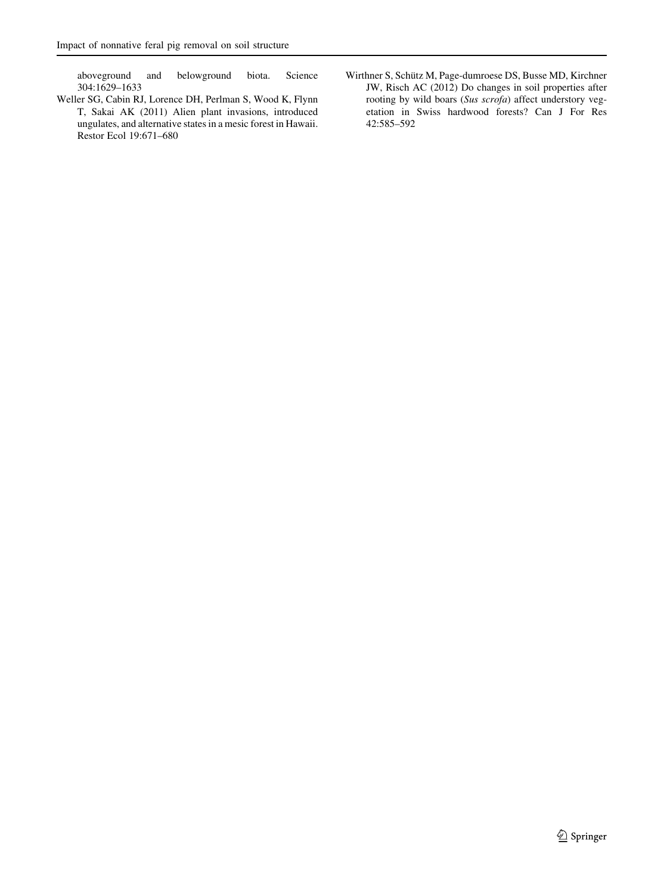aboveground and belowground biota. Science 304:1629–1633

Weller SG, Cabin RJ, Lorence DH, Perlman S, Wood K, Flynn T, Sakai AK (2011) Alien plant invasions, introduced ungulates, and alternative states in a mesic forest in Hawaii. Restor Ecol 19:671–680

Wirthner S, Schütz M, Page-dumroese DS, Busse MD, Kirchner JW, Risch AC (2012) Do changes in soil properties after rooting by wild boars (*Sus scrofa*) affect understory vegetation in Swiss hardwood forests? Can J For Res 42:585–592